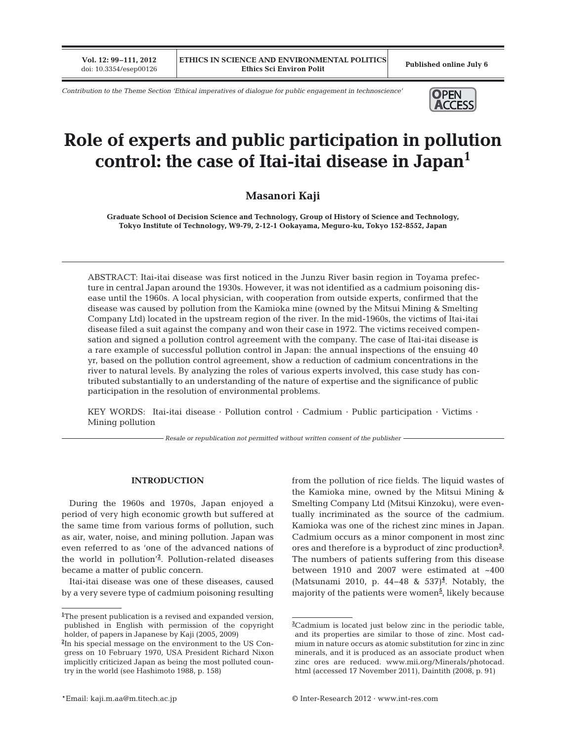*Contribution to the Theme Section 'Ethical imperatives of dialogue for public engagement in technoscience'*

# Role of experts and public participation in pollution control: the case of Itai-itai disease in Japan[1]

**Masanori Kaji**

**Graduate School of Decision Science and Technology, Group of History of Science and Technology, Tokyo Institute of Technology, W9-79, 2-12-1 Ookayama, Meguro-ku, Tokyo 152-8552, Japan**

ABSTRACT: Itai-itai disease was first noticed in the Junzu River basin region in Toyama prefecture in central Japan around the 1930s. However, it was not identified as a cadmium poisoning disease until the 1960s. A local physician, with cooperation from outside experts, confirmed that the disease was caused by pollution from the Kamioka mine (owned by the Mitsui Mining & Smelting Company Ltd) located in the upstream region of the river. In the mid-1960s, the victims of Itai-itai disease filed a suit against the company and won their case in 1972. The victims received compensation and signed a pollution control agreement with the company. The case of Itai-itai disease is a rare example of successful pollution control in Japan: the annual inspections of the ensuing 40 yr, based on the pollution control agreement, show a reduction of cadmium concentrations in the river to natural levels. By analyzing the roles of various experts involved, this case study has contributed substantially to an understanding of the nature of expertise and the significance of public participation in the resolution of environmental problems.

KEY WORDS: Itai-itai disease · Pollution control · Cadmium · Public participation · Victims · Mining pollution

*Resale or republication not permitted without written consent of the publisher*

## INTRODUCTION

During the 1960s and 1970s, Japan enjoyed a period of very high economic growth but suffered at the same time from various forms of pollution, such as air, water, noise, and mining pollution. Japan was even referred to as 'one of the advanced nations of the world in pollution'[2]. Pollution-related diseases became a matter of public concern.

Itai-itai disease was one of these diseases, caused by a very severe type of cadmium poisoning resulting from the pollution of rice fields. The liquid wastes of the Kamioka mine, owned by the Mitsui Mining & Smelting Company Ltd (Mitsui Kinzoku), were eventually incriminated as the source of the cadmium. Kamioka was one of the richest zinc mines in Japan. Cadmium occurs as a minor component in most zinc ores and therefore is a byproduct of zinc production[3]. The numbers of patients suffering from this disease between 1910 and 2007 were estimated at ~400 (Matsunami 2010, p. 44–48 & 537)[4]. Notably, the majority of the patients were women[5], likely because

[1]The present publication is a revised and expanded version, published in English with permission of the copyright holder, of papers in Japanese by Kaji (2005, 2009)

[2]In his special message on the environment to the US Congress on 10 February 1970, USA President Richard Nixon implicitly criticized Japan as being the most polluted country in the world (see Hashimoto 1988, p. 158)

[3]Cadmium is located just below zinc in the periodic table, and its properties are similar to those of zinc. Most cadmium in nature occurs as atomic substitution for zinc in zinc minerals, and it is produced as an associate product when zinc ores are reduced. www.mii.org/Minerals/photocad.html (accessed 17 November 2011), Daintith (2008, p. 91)

*Email: kaji.m.aa@m.titech.ac.jp

© Inter-Research 2012 · www.int-res.com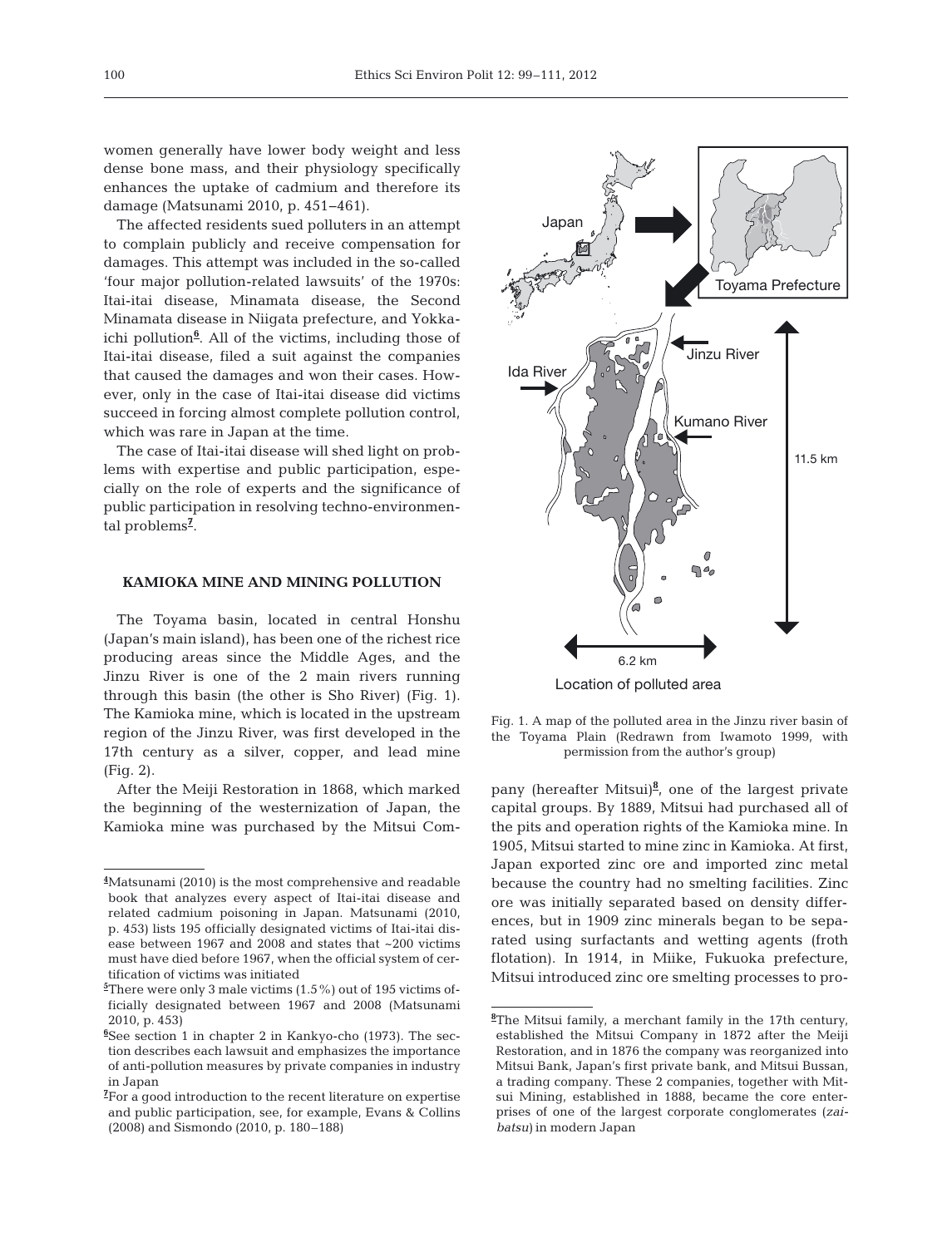women generally have lower body weight and less dense bone mass, and their physiology specifically enhances the uptake of cadmium and therefore its damage (Matsunami 2010, p. 451–461).

The affected residents sued polluters in an attempt to complain publicly and receive compensation for damages. This attempt was included in the so-called 'four major pollution-related lawsuits' of the 1970s: Itai-itai disease, Minamata disease, the Second Minamata disease in Niigata prefecture, and Yokkaichi pollution[6]. All of the victims, including those of Itai-itai disease, filed a suit against the companies that caused the damages and won their cases. However, only in the case of Itai-itai disease did victims succeed in forcing almost complete pollution control, which was rare in Japan at the time.

The case of Itai-itai disease will shed light on problems with expertise and public participation, especially on the role of experts and the significance of public participation in resolving techno-environmental problems[7].

## KAMIOKA MINE AND MINING POLLUTION

The Toyama basin, located in central Honshu (Japan's main island), has been one of the richest rice producing areas since the Middle Ages, and the Jinzu River is one of the 2 main rivers running through this basin (the other is Sho River) (Fig. 1). The Kamioka mine, which is located in the upstream region of the Jinzu River, was first developed in the 17th century as a silver, copper, and lead mine (Fig. 2).

After the Meiji Restoration in 1868, which marked the beginning of the westernization of Japan, the Kamioka mine was purchased by the Mitsui Company (hereafter Mitsui)[8], one of the largest private capital groups. By 1889, Mitsui had purchased all of the pits and operation rights of the Kamioka mine. In 1905, Mitsui started to mine zinc in Kamioka. At first, Japan exported zinc ore and imported zinc metal because the country had no smelting facilities. Zinc ore was initially separated based on density differences, but in 1909 zinc minerals began to be separated using surfactants and wetting agents (froth flotation). In 1914, in Miike, Fukuoka prefecture, Mitsui introduced zinc ore smelting processes to pro-

Fig. 1. A map of the polluted area in the Jinzu river basin of the Toyama Plain (Redrawn from Iwamoto 1999, with permission from the author's group)

[4]Matsunami (2010) is the most comprehensive and readable book that analyzes every aspect of Itai-itai disease and related cadmium poisoning in Japan. Matsunami (2010, p. 453) lists 195 officially designated victims of Itai-itai disease between 1967 and 2008 and states that ~200 victims must have died before 1967, when the official system of certification of victims was initiated

[5]There were only 3 male victims (1.5%) out of 195 victims officially designated between 1967 and 2008 (Matsunami 2010, p. 453)

[6]See section 1 in chapter 2 in Kankyo-cho (1973). The section describes each lawsuit and emphasizes the importance of anti-pollution measures by private companies in industry in Japan

[7]For a good introduction to the recent literature on expertise and public participation, see, for example, Evans & Collins (2008) and Sismondo (2010, p. 180–188)

[8]The Mitsui family, a merchant family in the 17th century, established the Mitsui Company in 1872 after the Meiji Restoration, and in 1876 the company was reorganized into Mitsui Bank, Japan's first private bank, and Mitsui Bussan, a trading company. These 2 companies, together with Mitsui Mining, established in 1888, became the core enterprises of one of the largest corporate conglomerates (*zaibatsu*) in modern Japan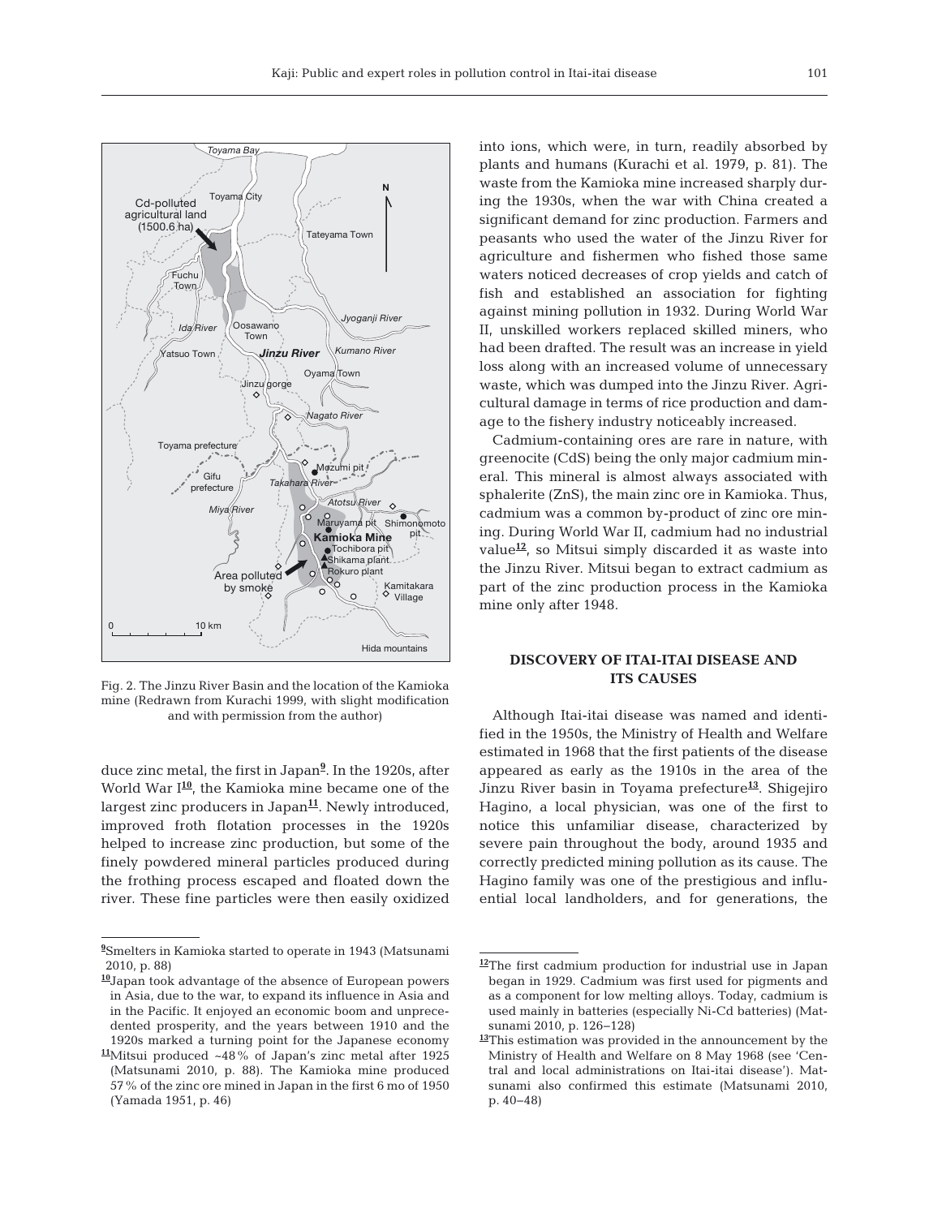Fig. 2. The Jinzu River Basin and the location of the Kamioka mine (Redrawn from Kurachi 1999, with slight modification and with permission from the author)

duce zinc metal, the first in Japan[9]. In the 1920s, after World War I[10], the Kamioka mine became one of the largest zinc producers in Japan[11]. Newly introduced, improved froth flotation processes in the 1920s helped to increase zinc production, but some of the finely powdered mineral particles produced during the frothing process escaped and floated down the river. These fine particles were then easily oxidized into ions, which were, in turn, readily absorbed by plants and humans (Kurachi et al. 1979, p. 81). The waste from the Kamioka mine increased sharply during the 1930s, when the war with China created a significant demand for zinc production. Farmers and peasants who used the water of the Jinzu River for agriculture and fishermen who fished those same waters noticed decreases of crop yields and catch of fish and established an association for fighting against mining pollution in 1932. During World War II, unskilled workers replaced skilled miners, who had been drafted. The result was an increase in yield loss along with an increased volume of unnecessary waste, which was dumped into the Jinzu River. Agricultural damage in terms of rice production and damage to the fishery industry noticeably increased.

Cadmium-containing ores are rare in nature, with greenocite (CdS) being the only major cadmium mineral. This mineral is almost always associated with sphalerite (ZnS), the main zinc ore in Kamioka. Thus, cadmium was a common by-product of zinc ore mining. During World War II, cadmium had no industrial value[12], so Mitsui simply discarded it as waste into the Jinzu River. Mitsui began to extract cadmium as part of the zinc production process in the Kamioka mine only after 1948.

## DISCOVERY OF ITAI-ITAI DISEASE AND ITS CAUSES

Although Itai-itai disease was named and identified in the 1950s, the Ministry of Health and Welfare estimated in 1968 that the first patients of the disease appeared as early as the 1910s in the area of the Jinzu River basin in Toyama prefecture[13]. Shigejiro Hagino, a local physician, was one of the first to notice this unfamiliar disease, characterized by severe pain throughout the body, around 1935 and correctly predicted mining pollution as its cause. The Hagino family was one of the prestigious and influential local landholders, and for generations, the

[9] Smelters in Kamioka started to operate in 1943 (Matsunami 2010, p. 88)

[10] Japan took advantage of the absence of European powers in Asia, due to the war, to expand its influence in Asia and in the Pacific. It enjoyed an economic boom and unprecedented prosperity, and the years between 1910 and the 1920s marked a turning point for the Japanese economy

[11] Mitsui produced ~48% of Japan's zinc metal after 1925 (Matsunami 2010, p. 88). The Kamioka mine produced 57% of the zinc ore mined in Japan in the first 6 mo of 1950 (Yamada 1951, p. 46)

[12] The first cadmium production for industrial use in Japan began in 1929. Cadmium was first used for pigments and as a component for low melting alloys. Today, cadmium is used mainly in batteries (especially Ni-Cd batteries) (Matsunami 2010, p. 126–128)

[13] This estimation was provided in the announcement by the Ministry of Health and Welfare on 8 May 1968 (see 'Central and local administrations on Itai-itai disease'). Matsunami also confirmed this estimate (Matsunami 2010, p. 40–48)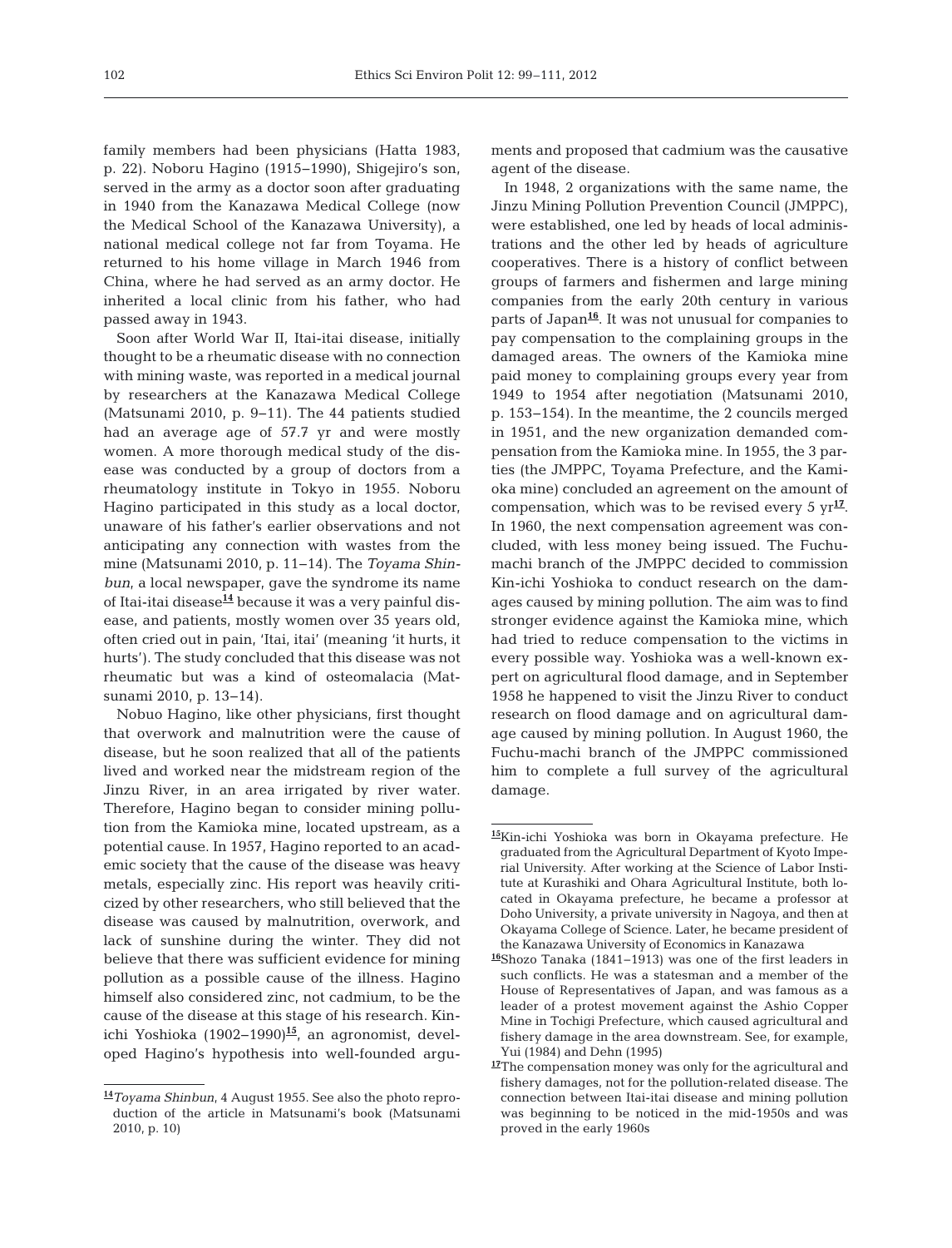family members had been physicians (Hatta 1983, p. 22). Noboru Hagino (1915–1990), Shigejiro's son, served in the army as a doctor soon after graduating in 1940 from the Kanazawa Medical College (now the Medical School of the Kanazawa University), a national medical college not far from Toyama. He returned to his home village in March 1946 from China, where he had served as an army doctor. He inherited a local clinic from his father, who had passed away in 1943.

Soon after World War II, Itai-itai disease, initially thought to be a rheumatic disease with no connection with mining waste, was reported in a medical journal by researchers at the Kanazawa Medical College (Matsunami 2010, p. 9–11). The 44 patients studied had an average age of 57.7 yr and were mostly women. A more thorough medical study of the disease was conducted by a group of doctors from a rheumatology institute in Tokyo in 1955. Noboru Hagino participated in this study as a local doctor, unaware of his father's earlier observations and not anticipating any connection with wastes from the mine (Matsunami 2010, p. 11–14). The *Toyama Shinbun*, a local newspaper, gave the syndrome its name of Itai-itai disease[14] because it was a very painful disease, and patients, mostly women over 35 years old, often cried out in pain, 'Itai, itai' (meaning 'it hurts, it hurts'). The study concluded that this disease was not rheumatic but was a kind of osteomalacia (Matsunami 2010, p. 13–14).

Nobuo Hagino, like other physicians, first thought that overwork and malnutrition were the cause of disease, but he soon realized that all of the patients lived and worked near the midstream region of the Jinzu River, in an area irrigated by river water. Therefore, Hagino began to consider mining pollution from the Kamioka mine, located upstream, as a potential cause. In 1957, Hagino reported to an academic society that the cause of the disease was heavy metals, especially zinc. His report was heavily criticized by other researchers, who still believed that the disease was caused by malnutrition, overwork, and lack of sunshine during the winter. They did not believe that there was sufficient evidence for mining pollution as a possible cause of the illness. Hagino himself also considered zinc, not cadmium, to be the cause of the disease at this stage of his research. Kin-ichi Yoshioka (1902–1990)[15], an agronomist, developed Hagino's hypothesis into well-founded arguments and proposed that cadmium was the causative agent of the disease.

In 1948, 2 organizations with the same name, the Jinzu Mining Pollution Prevention Council (JMPPC), were established, one led by heads of local administrations and the other led by heads of agriculture cooperatives. There is a history of conflict between groups of farmers and fishermen and large mining companies from the early 20th century in various parts of Japan[16]. It was not unusual for companies to pay compensation to the complaining groups in the damaged areas. The owners of the Kamioka mine paid money to complaining groups every year from 1949 to 1954 after negotiation (Matsunami 2010, p. 153–154). In the meantime, the 2 councils merged in 1951, and the new organization demanded compensation from the Kamioka mine. In 1955, the 3 parties (the JMPPC, Toyama Prefecture, and the Kamioka mine) concluded an agreement on the amount of compensation, which was to be revised every 5 yr[17]. In 1960, the next compensation agreement was concluded, with less money being issued. The Fuchu-machi branch of the JMPPC decided to commission Kin-ichi Yoshioka to conduct research on the damages caused by mining pollution. The aim was to find stronger evidence against the Kamioka mine, which had tried to reduce compensation to the victims in every possible way. Yoshioka was a well-known expert on agricultural flood damage, and in September 1958 he happened to visit the Jinzu River to conduct research on flood damage and on agricultural damage caused by mining pollution. In August 1960, the Fuchu-machi branch of the JMPPC commissioned him to complete a full survey of the agricultural damage.

---

[14] *Toyama Shinbun*, 4 August 1955. See also the photo reproduction of the article in Matsunami's book (Matsunami 2010, p. 10)

[15] Kin-ichi Yoshioka was born in Okayama prefecture. He graduated from the Agricultural Department of Kyoto Imperial University. After working at the Science of Labor Institute at Kurashiki and Ohara Agricultural Institute, both located in Okayama prefecture, he became a professor at Doho University, a private university in Nagoya, and then at Okayama College of Science. Later, he became president of the Kanazawa University of Economics in Kanazawa

[16] Shozo Tanaka (1841–1913) was one of the first leaders in such conflicts. He was a statesman and a member of the House of Representatives of Japan, and was famous as a leader of a protest movement against the Ashio Copper Mine in Tochigi Prefecture, which caused agricultural and fishery damage in the area downstream. See, for example, Yui (1984) and Dehn (1995)

[17] The compensation money was only for the agricultural and fishery damages, not for the pollution-related disease. The connection between Itai-itai disease and mining pollution was beginning to be noticed in the mid-1950s and was proved in the early 1960s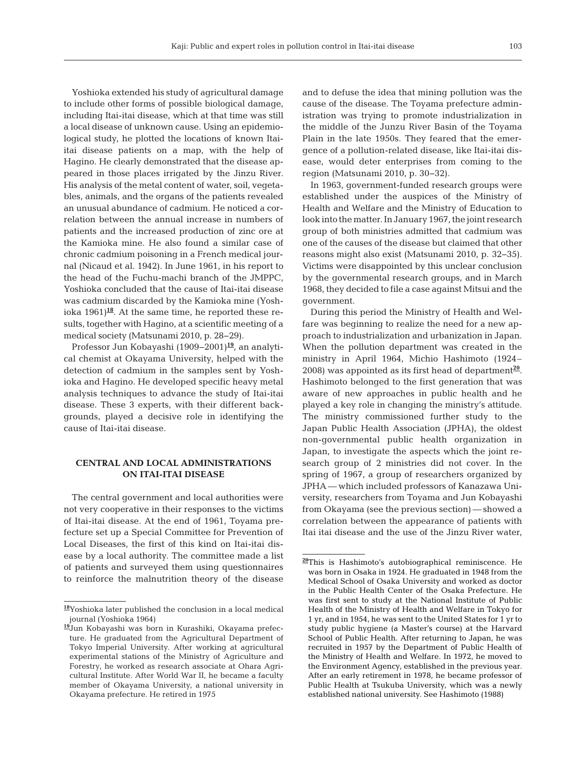Yoshioka extended his study of agricultural damage to include other forms of possible biological damage, including Itai-itai disease, which at that time was still a local disease of unknown cause. Using an epidemiological study, he plotted the locations of known Itai-itai disease patients on a map, with the help of Hagino. He clearly demonstrated that the disease appeared in those places irrigated by the Jinzu River. His analysis of the metal content of water, soil, vegetables, animals, and the organs of the patients revealed an unusual abundance of cadmium. He noticed a correlation between the annual increase in numbers of patients and the increased production of zinc ore at the Kamioka mine. He also found a similar case of chronic cadmium poisoning in a French medical journal (Nicaud et al. 1942). In June 1961, in his report to the head of the Fuchu-machi branch of the JMPPC, Yoshioka concluded that the cause of Itai-itai disease was cadmium discarded by the Kamioka mine (Yoshioka 1961)[18]. At the same time, he reported these results, together with Hagino, at a scientific meeting of a medical society (Matsunami 2010, p. 28–29).

Professor Jun Kobayashi (1909–2001)[19], an analytical chemist at Okayama University, helped with the detection of cadmium in the samples sent by Yoshioka and Hagino. He developed specific heavy metal analysis techniques to advance the study of Itai-itai disease. These 3 experts, with their different backgrounds, played a decisive role in identifying the cause of Itai-itai disease.

## CENTRAL AND LOCAL ADMINISTRATIONS ON ITAI-ITAI DISEASE

The central government and local authorities were not very cooperative in their responses to the victims of Itai-itai disease. At the end of 1961, Toyama prefecture set up a Special Committee for Prevention of Local Diseases, the first of this kind on Itai-itai disease by a local authority. The committee made a list of patients and surveyed them using questionnaires to reinforce the malnutrition theory of the disease and to defuse the idea that mining pollution was the cause of the disease. The Toyama prefecture administration was trying to promote industrialization in the middle of the Junzu River Basin of the Toyama Plain in the late 1950s. They feared that the emergence of a pollution-related disease, like Itai-itai disease, would deter enterprises from coming to the region (Matsunami 2010, p. 30–32).

In 1963, government-funded research groups were established under the auspices of the Ministry of Health and Welfare and the Ministry of Education to look into the matter. In January 1967, the joint research group of both ministries admitted that cadmium was one of the causes of the disease but claimed that other reasons might also exist (Matsunami 2010, p. 32–35). Victims were disappointed by this unclear conclusion by the governmental research groups, and in March 1968, they decided to file a case against Mitsui and the government.

During this period the Ministry of Health and Welfare was beginning to realize the need for a new approach to industrialization and urbanization in Japan. When the pollution department was created in the ministry in April 1964, Michio Hashimoto (1924–2008) was appointed as its first head of department[20]. Hashimoto belonged to the first generation that was aware of new approaches in public health and he played a key role in changing the ministry's attitude. The ministry commissioned further study to the Japan Public Health Association (JPHA), the oldest non-governmental public health organization in Japan, to investigate the aspects which the joint research group of 2 ministries did not cover. In the spring of 1967, a group of researchers organized by JPHA — which included professors of Kanazawa University, researchers from Toyama and Jun Kobayashi from Okayama (see the previous section) — showed a correlation between the appearance of patients with Itai itai disease and the use of the Jinzu River water,

---

[18] Yoshioka later published the conclusion in a local medical journal (Yoshioka 1964)

[19] Jun Kobayashi was born in Kurashiki, Okayama prefecture. He graduated from the Agricultural Department of Tokyo Imperial University. After working at agricultural experimental stations of the Ministry of Agriculture and Forestry, he worked as research associate at Ohara Agricultural Institute. After World War II, he became a faculty member of Okayama University, a national university in Okayama prefecture. He retired in 1975

[20] This is Hashimoto's autobiographical reminiscence. He was born in Osaka in 1924. He graduated in 1948 from the Medical School of Osaka University and worked as doctor in the Public Health Center of the Osaka Prefecture. He was first sent to study at the National Institute of Public Health of the Ministry of Health and Welfare in Tokyo for 1 yr, and in 1954, he was sent to the United States for 1 yr to study public hygiene (a Master's course) at the Harvard School of Public Health. After returning to Japan, he was recruited in 1957 by the Department of Public Health of the Ministry of Health and Welfare. In 1972, he moved to the Environment Agency, established in the previous year. After an early retirement in 1978, he became professor of Public Health at Tsukuba University, which was a newly established national university. See Hashimoto (1988)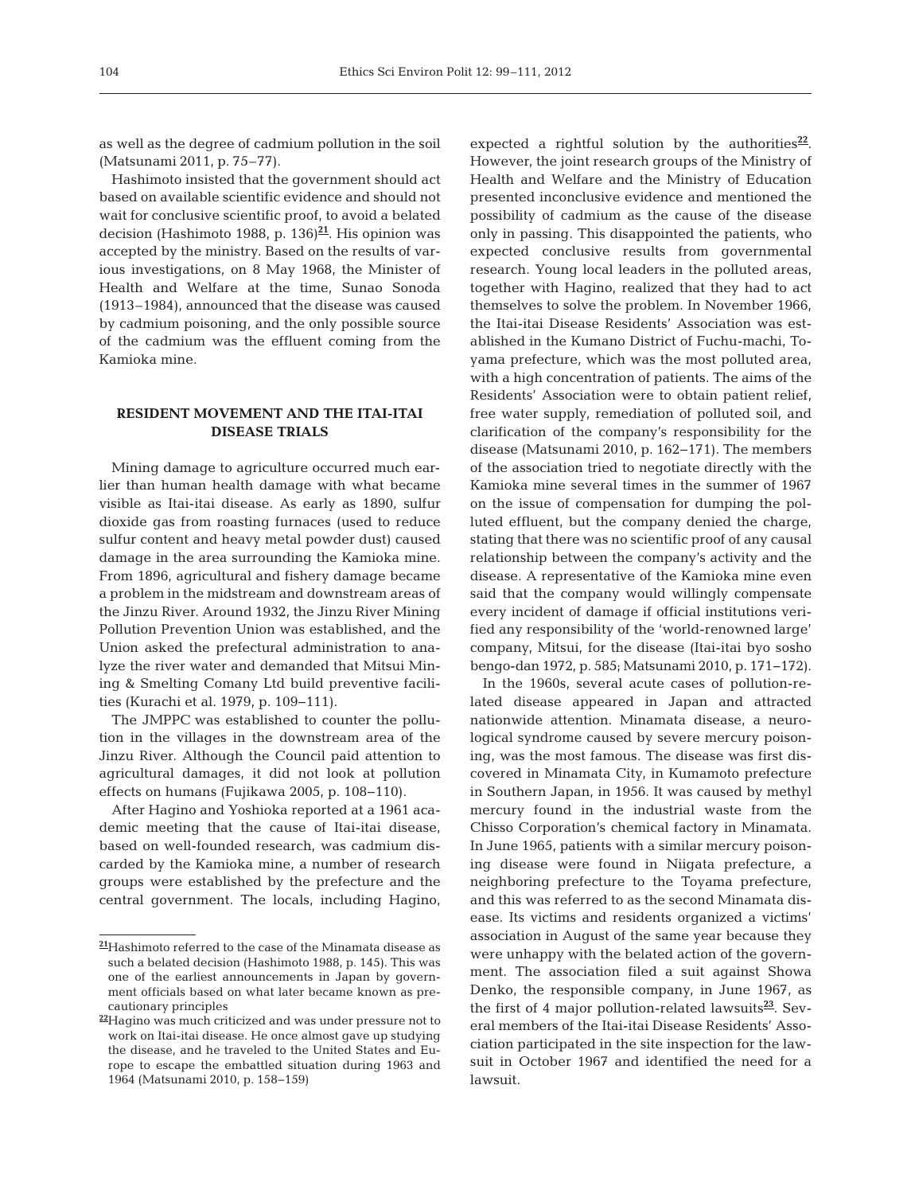as well as the degree of cadmium pollution in the soil (Matsunami 2011, p. 75–77).

Hashimoto insisted that the government should act based on available scientific evidence and should not wait for conclusive scientific proof, to avoid a belated decision (Hashimoto 1988, p. 136)[21]. His opinion was accepted by the ministry. Based on the results of various investigations, on 8 May 1968, the Minister of Health and Welfare at the time, Sunao Sonoda (1913–1984), announced that the disease was caused by cadmium poisoning, and the only possible source of the cadmium was the effluent coming from the Kamioka mine.

## RESIDENT MOVEMENT AND THE ITAI-ITAI DISEASE TRIALS

Mining damage to agriculture occurred much earlier than human health damage with what became visible as Itai-itai disease. As early as 1890, sulfur dioxide gas from roasting furnaces (used to reduce sulfur content and heavy metal powder dust) caused damage in the area surrounding the Kamioka mine. From 1896, agricultural and fishery damage became a problem in the midstream and downstream areas of the Jinzu River. Around 1932, the Jinzu River Mining Pollution Prevention Union was established, and the Union asked the prefectural administration to analyze the river water and demanded that Mitsui Mining & Smelting Comany Ltd build preventive facilities (Kurachi et al. 1979, p. 109–111).

The JMPPC was established to counter the pollution in the villages in the downstream area of the Jinzu River. Although the Council paid attention to agricultural damages, it did not look at pollution effects on humans (Fujikawa 2005, p. 108–110).

After Hagino and Yoshioka reported at a 1961 academic meeting that the cause of Itai-itai disease, based on well-founded research, was cadmium discarded by the Kamioka mine, a number of research groups were established by the prefecture and the central government. The locals, including Hagino, expected a rightful solution by the authorities[22]. However, the joint research groups of the Ministry of Health and Welfare and the Ministry of Education presented inconclusive evidence and mentioned the possibility of cadmium as the cause of the disease only in passing. This disappointed the patients, who expected conclusive results from governmental research. Young local leaders in the polluted areas, together with Hagino, realized that they had to act themselves to solve the problem. In November 1966, the Itai-itai Disease Residents' Association was established in the Kumano District of Fuchu-machi, Toyama prefecture, which was the most polluted area, with a high concentration of patients. The aims of the Residents' Association were to obtain patient relief, free water supply, remediation of polluted soil, and clarification of the company's responsibility for the disease (Matsunami 2010, p. 162–171). The members of the association tried to negotiate directly with the Kamioka mine several times in the summer of 1967 on the issue of compensation for dumping the polluted effluent, but the company denied the charge, stating that there was no scientific proof of any causal relationship between the company's activity and the disease. A representative of the Kamioka mine even said that the company would willingly compensate every incident of damage if official institutions verified any responsibility of the 'world-renowned large' company, Mitsui, for the disease (Itai-itai byo sosho bengo-dan 1972, p. 585; Matsunami 2010, p. 171–172).

In the 1960s, several acute cases of pollution-related disease appeared in Japan and attracted nationwide attention. Minamata disease, a neurological syndrome caused by severe mercury poisoning, was the most famous. The disease was first discovered in Minamata City, in Kumamoto prefecture in Southern Japan, in 1956. It was caused by methyl mercury found in the industrial waste from the Chisso Corporation's chemical factory in Minamata. In June 1965, patients with a similar mercury poisoning disease were found in Niigata prefecture, a neighboring prefecture to the Toyama prefecture, and this was referred to as the second Minamata disease. Its victims and residents organized a victims' association in August of the same year because they were unhappy with the belated action of the government. The association filed a suit against Showa Denko, the responsible company, in June 1967, as the first of 4 major pollution-related lawsuits[23]. Several members of the Itai-itai Disease Residents' Association participated in the site inspection for the lawsuit in October 1967 and identified the need for a lawsuit.

[21] Hashimoto referred to the case of the Minamata disease as such a belated decision (Hashimoto 1988, p. 145). This was one of the earliest announcements in Japan by government officials based on what later became known as precautionary principles

[22] Hagino was much criticized and was under pressure not to work on Itai-itai disease. He once almost gave up studying the disease, and he traveled to the United States and Europe to escape the embattled situation during 1963 and 1964 (Matsunami 2010, p. 158–159)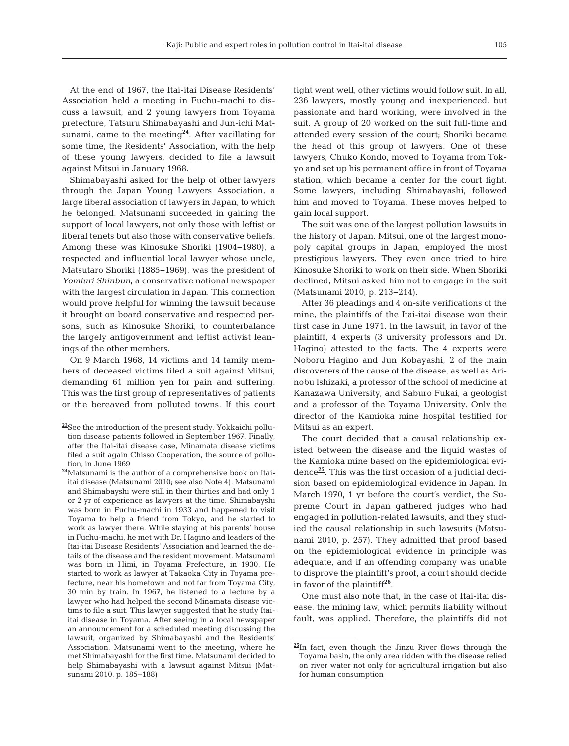At the end of 1967, the Itai-itai Disease Residents' Association held a meeting in Fuchu-machi to discuss a lawsuit, and 2 young lawyers from Toyama prefecture, Tatsuru Shimabayashi and Jun-ichi Matsunami, came to the meeting[24]. After vacillating for some time, the Residents' Association, with the help of these young lawyers, decided to file a lawsuit against Mitsui in January 1968.

Shimabayashi asked for the help of other lawyers through the Japan Young Lawyers Association, a large liberal association of lawyers in Japan, to which he belonged. Matsunami succeeded in gaining the support of local lawyers, not only those with leftist or liberal tenets but also those with conservative beliefs. Among these was Kinosuke Shoriki (1904–1980), a respected and influential local lawyer whose uncle, Matsutaro Shoriki (1885–1969), was the president of *Yomiuri Shinbun*, a conservative national newspaper with the largest circulation in Japan. This connection would prove helpful for winning the lawsuit because it brought on board conservative and respected persons, such as Kinosuke Shoriki, to counterbalance the largely antigovernment and leftist activist leanings of the other members.

On 9 March 1968, 14 victims and 14 family members of deceased victims filed a suit against Mitsui, demanding 61 million yen for pain and suffering. This was the first group of representatives of patients or the bereaved from polluted towns. If this court fight went well, other victims would follow suit. In all, 236 lawyers, mostly young and inexperienced, but passionate and hard working, were involved in the suit. A group of 20 worked on the suit full-time and attended every session of the court; Shoriki became the head of this group of lawyers. One of these lawyers, Chuko Kondo, moved to Toyama from Tokyo and set up his permanent office in front of Toyama station, which became a center for the court fight. Some lawyers, including Shimabayashi, followed him and moved to Toyama. These moves helped to gain local support.

The suit was one of the largest pollution lawsuits in the history of Japan. Mitsui, one of the largest monopoly capital groups in Japan, employed the most prestigious lawyers. They even once tried to hire Kinosuke Shoriki to work on their side. When Shoriki declined, Mitsui asked him not to engage in the suit (Matsunami 2010, p. 213–214).

After 36 pleadings and 4 on-site verifications of the mine, the plaintiffs of the Itai-itai disease won their first case in June 1971. In the lawsuit, in favor of the plaintiff, 4 experts (3 university professors and Dr. Hagino) attested to the facts. The 4 experts were Noboru Hagino and Jun Kobayashi, 2 of the main discoverers of the cause of the disease, as well as Arinobu Ishizaki, a professor of the school of medicine at Kanazawa University, and Saburo Fukai, a geologist and a professor of the Toyama University. Only the director of the Kamioka mine hospital testified for Mitsui as an expert.

The court decided that a causal relationship existed between the disease and the liquid wastes of the Kamioka mine based on the epidemiological evidence[25]. This was the first occasion of a judicial decision based on epidemiological evidence in Japan. In March 1970, 1 yr before the court's verdict, the Supreme Court in Japan gathered judges who had engaged in pollution-related lawsuits, and they studied the causal relationship in such lawsuits (Matsunami 2010, p. 257). They admitted that proof based on the epidemiological evidence in principle was adequate, and if an offending company was unable to disprove the plaintiff's proof, a court should decide in favor of the plaintiff[26].

One must also note that, in the case of Itai-itai disease, the mining law, which permits liability without fault, was applied. Therefore, the plaintiffs did not

---

[23]See the introduction of the present study. Yokkaichi pollution disease patients followed in September 1967. Finally, after the Itai-itai disease case, Minamata disease victims filed a suit again Chisso Cooperation, the source of pollution, in June 1969

[24]Matsunami is the author of a comprehensive book on Itai-itai disease (Matsunami 2010; see also Note 4). Matsunami and Shimabayshi were still in their thirties and had only 1 or 2 yr of experience as lawyers at the time. Shimabayshi was born in Fuchu-machi in 1933 and happened to visit Toyama to help a friend from Tokyo, and he started to work as lawyer there. While staying at his parents' house in Fuchu-machi, he met with Dr. Hagino and leaders of the Itai-itai Disease Residents' Association and learned the details of the disease and the resident movement. Matsunami was born in Himi, in Toyama Prefecture, in 1930. He started to work as lawyer at Takaoka City in Toyama prefecture, near his hometown and not far from Toyama City, 30 min by train. In 1967, he listened to a lecture by a lawyer who had helped the second Minamata disease victims to file a suit. This lawyer suggested that he study Itai-itai disease in Toyama. After seeing in a local newspaper an announcement for a scheduled meeting discussing the lawsuit, organized by Shimabayashi and the Residents' Association, Matsunami went to the meeting, where he met Shimabayashi for the first time. Matsunami decided to help Shimabayashi with a lawsuit against Mitsui (Matsunami 2010, p. 185–188)

[25]In fact, even though the Jinzu River flows through the Toyama basin, the only area ridden with the disease relied on river water not only for agricultural irrigation but also for human consumption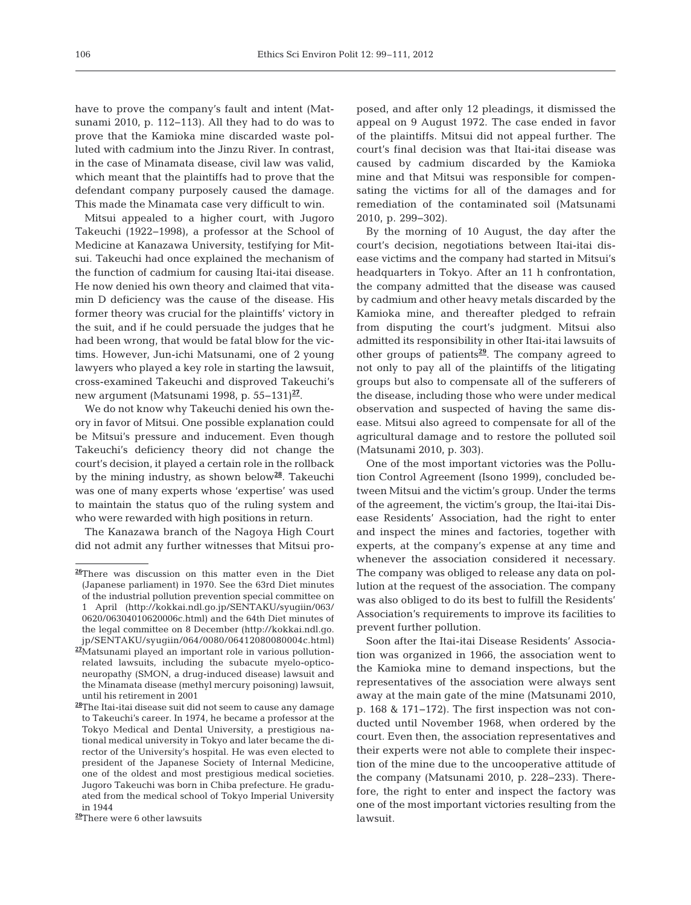have to prove the company's fault and intent (Matsunami 2010, p. 112–113). All they had to do was to prove that the Kamioka mine discarded waste polluted with cadmium into the Jinzu River. In contrast, in the case of Minamata disease, civil law was valid, which meant that the plaintiffs had to prove that the defendant company purposely caused the damage. This made the Minamata case very difficult to win.

Mitsui appealed to a higher court, with Jugoro Takeuchi (1922–1998), a professor at the School of Medicine at Kanazawa University, testifying for Mitsui. Takeuchi had once explained the mechanism of the function of cadmium for causing Itai-itai disease. He now denied his own theory and claimed that vitamin D deficiency was the cause of the disease. His former theory was crucial for the plaintiffs' victory in the suit, and if he could persuade the judges that he had been wrong, that would be fatal blow for the victims. However, Jun-ichi Matsunami, one of 2 young lawyers who played a key role in starting the lawsuit, cross-examined Takeuchi and disproved Takeuchi's new argument (Matsunami 1998, p. 55–131)[27].

We do not know why Takeuchi denied his own theory in favor of Mitsui. One possible explanation could be Mitsui's pressure and inducement. Even though Takeuchi's deficiency theory did not change the court's decision, it played a certain role in the rollback by the mining industry, as shown below[28]. Takeuchi was one of many experts whose 'expertise' was used to maintain the status quo of the ruling system and who were rewarded with high positions in return.

The Kanazawa branch of the Nagoya High Court did not admit any further witnesses that Mitsui proposed, and after only 12 pleadings, it dismissed the appeal on 9 August 1972. The case ended in favor of the plaintiffs. Mitsui did not appeal further. The court's final decision was that Itai-itai disease was caused by cadmium discarded by the Kamioka mine and that Mitsui was responsible for compensating the victims for all of the damages and for remediation of the contaminated soil (Matsunami 2010, p. 299–302).

By the morning of 10 August, the day after the court's decision, negotiations between Itai-itai disease victims and the company had started in Mitsui's headquarters in Tokyo. After an 11 h confrontation, the company admitted that the disease was caused by cadmium and other heavy metals discarded by the Kamioka mine, and thereafter pledged to refrain from disputing the court's judgment. Mitsui also admitted its responsibility in other Itai-itai lawsuits of other groups of patients[29]. The company agreed to not only to pay all of the plaintiffs of the litigating groups but also to compensate all of the sufferers of the disease, including those who were under medical observation and suspected of having the same disease. Mitsui also agreed to compensate for all of the agricultural damage and to restore the polluted soil (Matsunami 2010, p. 303).

One of the most important victories was the Pollution Control Agreement (Isono 1999), concluded between Mitsui and the victim's group. Under the terms of the agreement, the victim's group, the Itai-itai Disease Residents' Association, had the right to enter and inspect the mines and factories, together with experts, at the company's expense at any time and whenever the association considered it necessary. The company was obliged to release any data on pollution at the request of the association. The company was also obliged to do its best to fulfill the Residents' Association's requirements to improve its facilities to prevent further pollution.

Soon after the Itai-itai Disease Residents' Association was organized in 1966, the association went to the Kamioka mine to demand inspections, but the representatives of the association were always sent away at the main gate of the mine (Matsunami 2010, p. 168 & 171–172). The first inspection was not conducted until November 1968, when ordered by the court. Even then, the association representatives and their experts were not able to complete their inspection of the mine due to the uncooperative attitude of the company (Matsunami 2010, p. 228–233). Therefore, the right to enter and inspect the factory was one of the most important victories resulting from the lawsuit.

---

[26] There was discussion on this matter even in the Diet (Japanese parliament) in 1970. See the 63rd Diet minutes of the industrial pollution prevention special committee on 1 April (http://kokkai.ndl.go.jp/SENTAKU/syugiin/063/0620/06304010620006c.html) and the 64th Diet minutes of the legal committee on 8 December (http://kokkai.ndl.go.jp/SENTAKU/syugiin/064/0080/06412080080004c.html)

[27] Matsunami played an important role in various pollution-related lawsuits, including the subacute myelo-opticoneuropathy (SMON, a drug-induced disease) lawsuit and the Minamata disease (methyl mercury poisoning) lawsuit, until his retirement in 2001

[28] The Itai-itai disease suit did not seem to cause any damage to Takeuchi's career. In 1974, he became a professor at the Tokyo Medical and Dental University, a prestigious national medical university in Tokyo and later became the director of the University's hospital. He was even elected to president of the Japanese Society of Internal Medicine, one of the oldest and most prestigious medical societies. Jugoro Takeuchi was born in Chiba prefecture. He graduated from the medical school of Tokyo Imperial University in 1944

[29] There were 6 other lawsuits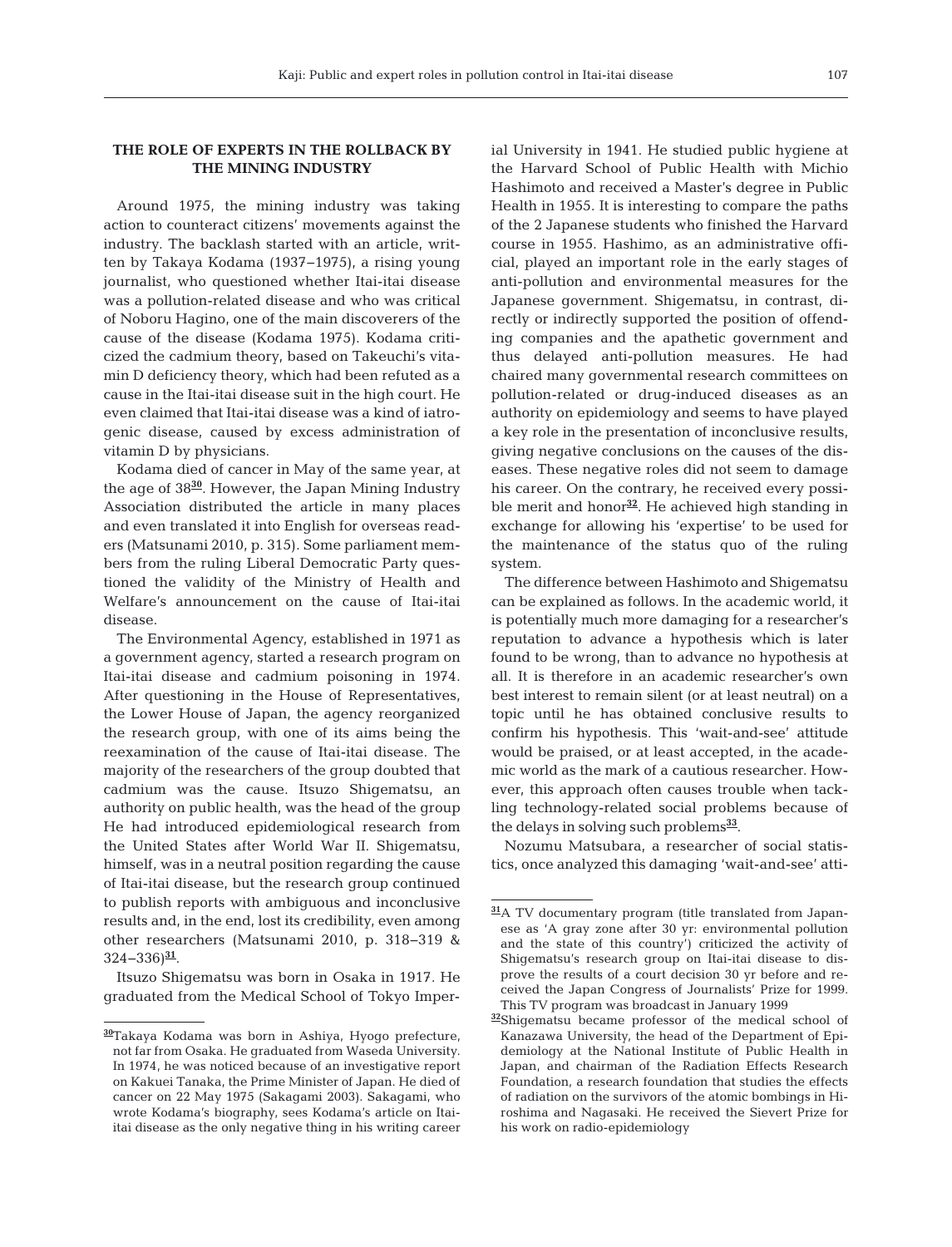## THE ROLE OF EXPERTS IN THE ROLLBACK BY THE MINING INDUSTRY

Around 1975, the mining industry was taking action to counteract citizens' movements against the industry. The backlash started with an article, written by Takaya Kodama (1937–1975), a rising young journalist, who questioned whether Itai-itai disease was a pollution-related disease and who was critical of Noboru Hagino, one of the main discoverers of the cause of the disease (Kodama 1975). Kodama criticized the cadmium theory, based on Takeuchi's vitamin D deficiency theory, which had been refuted as a cause in the Itai-itai disease suit in the high court. He even claimed that Itai-itai disease was a kind of iatrogenic disease, caused by excess administration of vitamin D by physicians.

Kodama died of cancer in May of the same year, at the age of 38[30]. However, the Japan Mining Industry Association distributed the article in many places and even translated it into English for overseas readers (Matsunami 2010, p. 315). Some parliament members from the ruling Liberal Democratic Party questioned the validity of the Ministry of Health and Welfare's announcement on the cause of Itai-itai disease.

The Environmental Agency, established in 1971 as a government agency, started a research program on Itai-itai disease and cadmium poisoning in 1974. After questioning in the House of Representatives, the Lower House of Japan, the agency reorganized the research group, with one of its aims being the reexamination of the cause of Itai-itai disease. The majority of the researchers of the group doubted that cadmium was the cause. Itsuzo Shigematsu, an authority on public health, was the head of the group He had introduced epidemiological research from the United States after World War II. Shigematsu, himself, was in a neutral position regarding the cause of Itai-itai disease, but the research group continued to publish reports with ambiguous and inconclusive results and, in the end, lost its credibility, even among other researchers (Matsunami 2010, p. 318–319 & 324–336)[31].

Itsuzo Shigematsu was born in Osaka in 1917. He graduated from the Medical School of Tokyo Imperial University in 1941. He studied public hygiene at the Harvard School of Public Health with Michio Hashimoto and received a Master's degree in Public Health in 1955. It is interesting to compare the paths of the 2 Japanese students who finished the Harvard course in 1955. Hashimo, as an administrative official, played an important role in the early stages of anti-pollution and environmental measures for the Japanese government. Shigematsu, in contrast, directly or indirectly supported the position of offending companies and the apathetic government and thus delayed anti-pollution measures. He had chaired many governmental research committees on pollution-related or drug-induced diseases as an authority on epidemiology and seems to have played a key role in the presentation of inconclusive results, giving negative conclusions on the causes of the diseases. These negative roles did not seem to damage his career. On the contrary, he received every possible merit and honor[32]. He achieved high standing in exchange for allowing his 'expertise' to be used for the maintenance of the status quo of the ruling system.

The difference between Hashimoto and Shigematsu can be explained as follows. In the academic world, it is potentially much more damaging for a researcher's reputation to advance a hypothesis which is later found to be wrong, than to advance no hypothesis at all. It is therefore in an academic researcher's own best interest to remain silent (or at least neutral) on a topic until he has obtained conclusive results to confirm his hypothesis. This 'wait-and-see' attitude would be praised, or at least accepted, in the academic world as the mark of a cautious researcher. However, this approach often causes trouble when tackling technology-related social problems because of the delays in solving such problems[33].

Nozumu Matsubara, a researcher of social statistics, once analyzed this damaging 'wait-and-see' atti-

---

[30] Takaya Kodama was born in Ashiya, Hyogo prefecture, not far from Osaka. He graduated from Waseda University. In 1974, he was noticed because of an investigative report on Kakuei Tanaka, the Prime Minister of Japan. He died of cancer on 22 May 1975 (Sakagami 2003). Sakagami, who wrote Kodama's biography, sees Kodama's article on Itai-itai disease as the only negative thing in his writing career

[31] A TV documentary program (title translated from Japanese as 'A gray zone after 30 yr: environmental pollution and the state of this country') criticized the activity of Shigematsu's research group on Itai-itai disease to disprove the results of a court decision 30 yr before and received the Japan Congress of Journalists' Prize for 1999. This TV program was broadcast in January 1999

[32] Shigematsu became professor of the medical school of Kanazawa University, the head of the Department of Epidemiology at the National Institute of Public Health in Japan, and chairman of the Radiation Effects Research Foundation, a research foundation that studies the effects of radiation on the survivors of the atomic bombings in Hiroshima and Nagasaki. He received the Sievert Prize for his work on radio-epidemiology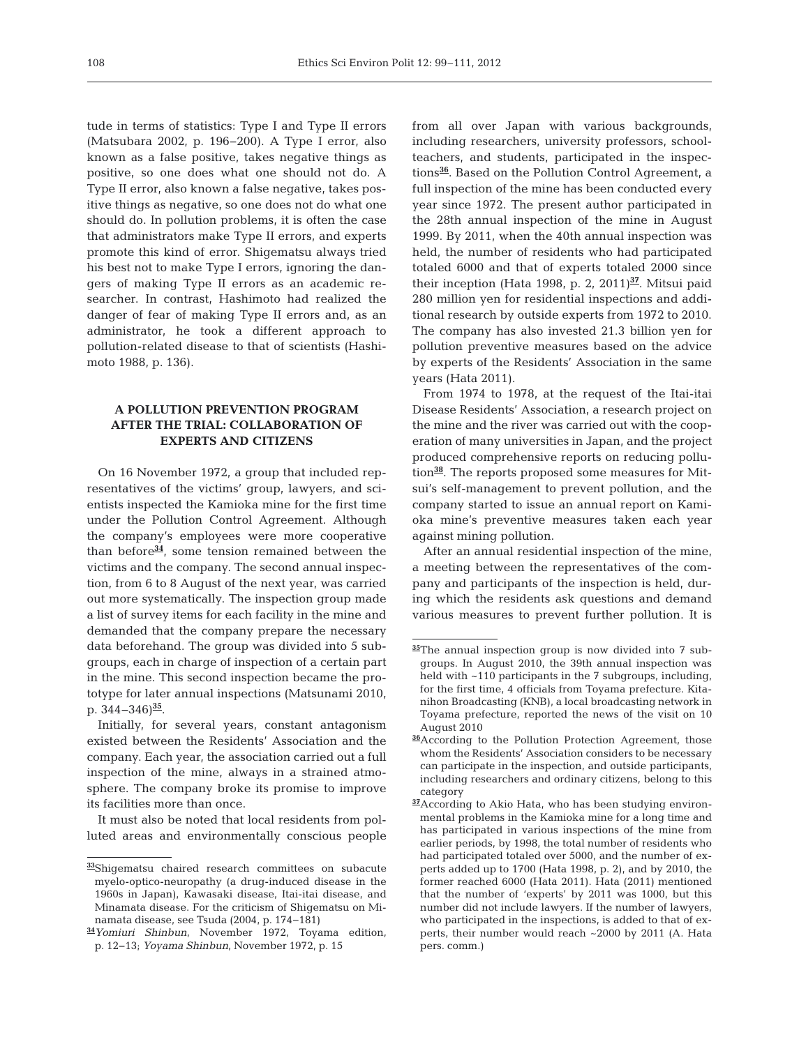tude in terms of statistics: Type I and Type II errors (Matsubara 2002, p. 196–200). A Type I error, also known as a false positive, takes negative things as positive, so one does what one should not do. A Type II error, also known a false negative, takes positive things as negative, so one does not do what one should do. In pollution problems, it is often the case that administrators make Type II errors, and experts promote this kind of error. Shigematsu always tried his best not to make Type I errors, ignoring the dangers of making Type II errors as an academic researcher. In contrast, Hashimoto had realized the danger of fear of making Type II errors and, as an administrator, he took a different approach to pollution-related disease to that of scientists (Hashimoto 1988, p. 136).

## A POLLUTION PREVENTION PROGRAM AFTER THE TRIAL: COLLABORATION OF EXPERTS AND CITIZENS

On 16 November 1972, a group that included representatives of the victims' group, lawyers, and scientists inspected the Kamioka mine for the first time under the Pollution Control Agreement. Although the company's employees were more cooperative than before[34], some tension remained between the victims and the company. The second annual inspection, from 6 to 8 August of the next year, was carried out more systematically. The inspection group made a list of survey items for each facility in the mine and demanded that the company prepare the necessary data beforehand. The group was divided into 5 subgroups, each in charge of inspection of a certain part in the mine. This second inspection became the prototype for later annual inspections (Matsunami 2010, p. 344–346)[35].

Initially, for several years, constant antagonism existed between the Residents' Association and the company. Each year, the association carried out a full inspection of the mine, always in a strained atmosphere. The company broke its promise to improve its facilities more than once.

It must also be noted that local residents from polluted areas and environmentally conscious people from all over Japan with various backgrounds, including researchers, university professors, schoolteachers, and students, participated in the inspections[36]. Based on the Pollution Control Agreement, a full inspection of the mine has been conducted every year since 1972. The present author participated in the 28th annual inspection of the mine in August 1999. By 2011, when the 40th annual inspection was held, the number of residents who had participated totaled 6000 and that of experts totaled 2000 since their inception (Hata 1998, p. 2, 2011)[37]. Mitsui paid 280 million yen for residential inspections and additional research by outside experts from 1972 to 2010. The company has also invested 21.3 billion yen for pollution preventive measures based on the advice by experts of the Residents' Association in the same years (Hata 2011).

From 1974 to 1978, at the request of the Itai-itai Disease Residents' Association, a research project on the mine and the river was carried out with the cooperation of many universities in Japan, and the project produced comprehensive reports on reducing pollution[38]. The reports proposed some measures for Mitsui's self-management to prevent pollution, and the company started to issue an annual report on Kamioka mine's preventive measures taken each year against mining pollution.

After an annual residential inspection of the mine, a meeting between the representatives of the company and participants of the inspection is held, during which the residents ask questions and demand various measures to prevent further pollution. It is

---

[33] Shigematsu chaired research committees on subacute myelo-optico-neuropathy (a drug-induced disease in the 1960s in Japan), Kawasaki disease, Itai-itai disease, and Minamata disease. For the criticism of Shigematsu on Minamata disease, see Tsuda (2004, p. 174–181)

[34] *Yomiuri Shinbun*, November 1972, Toyama edition, p. 12–13; *Yoyama Shinbun*, November 1972, p. 15

[35] The annual inspection group is now divided into 7 subgroups. In August 2010, the 39th annual inspection was held with ~110 participants in the 7 subgroups, including, for the first time, 4 officials from Toyama prefecture. Kitanihon Broadcasting (KNB), a local broadcasting network in Toyama prefecture, reported the news of the visit on 10 August 2010

[36] According to the Pollution Protection Agreement, those whom the Residents' Association considers to be necessary can participate in the inspection, and outside participants, including researchers and ordinary citizens, belong to this category

[37] According to Akio Hata, who has been studying environmental problems in the Kamioka mine for a long time and has participated in various inspections of the mine from earlier periods, by 1998, the total number of residents who had participated totaled over 5000, and the number of experts added up to 1700 (Hata 1998, p. 2), and by 2010, the former reached 6000 (Hata 2011). Hata (2011) mentioned that the number of 'experts' by 2011 was 1000, but this number did not include lawyers. If the number of lawyers, who participated in the inspections, is added to that of experts, their number would reach ~2000 by 2011 (A. Hata pers. comm.)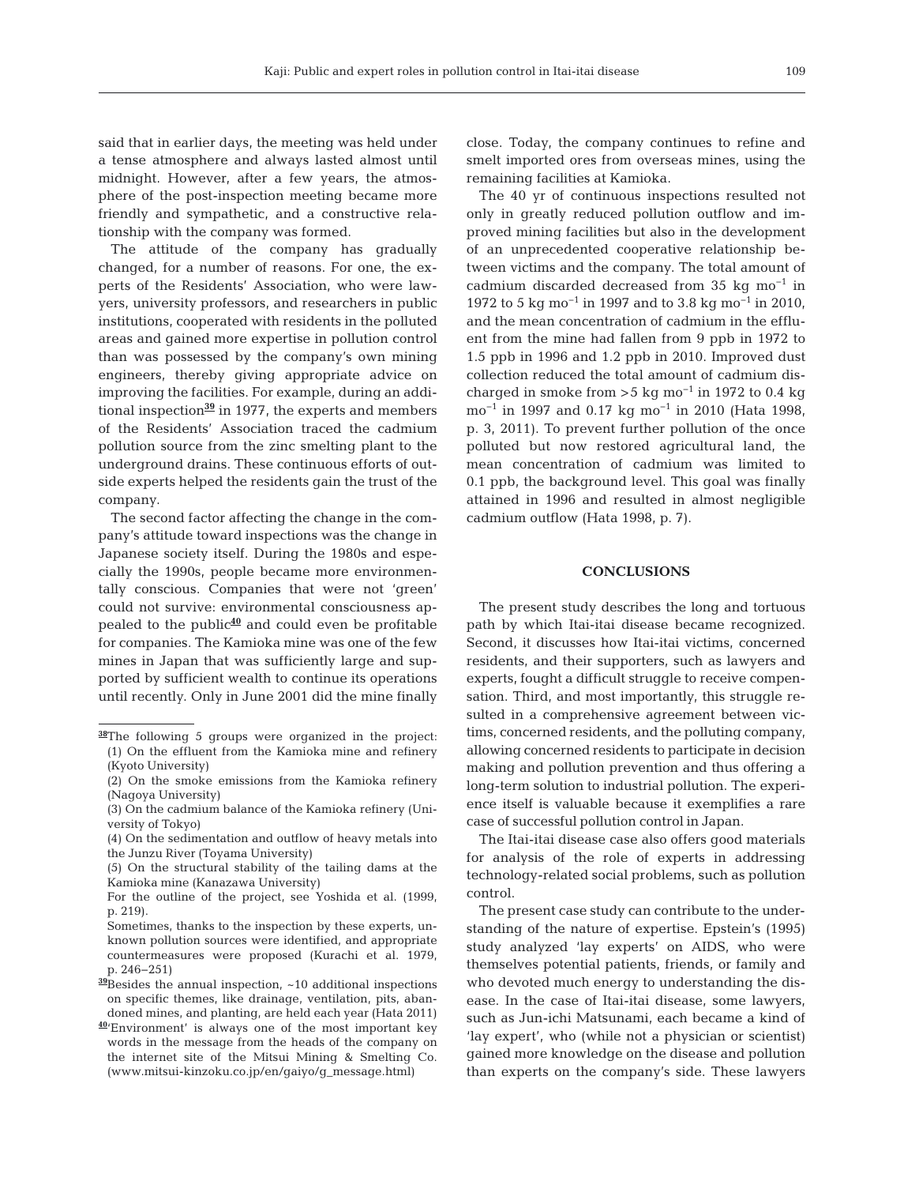said that in earlier days, the meeting was held under a tense atmosphere and always lasted almost until midnight. However, after a few years, the atmosphere of the post-inspection meeting became more friendly and sympathetic, and a constructive relationship with the company was formed.

The attitude of the company has gradually changed, for a number of reasons. For one, the experts of the Residents' Association, who were lawyers, university professors, and researchers in public institutions, cooperated with residents in the polluted areas and gained more expertise in pollution control than was possessed by the company's own mining engineers, thereby giving appropriate advice on improving the facilities. For example, during an additional inspection[39] in 1977, the experts and members of the Residents' Association traced the cadmium pollution source from the zinc smelting plant to the underground drains. These continuous efforts of outside experts helped the residents gain the trust of the company.

The second factor affecting the change in the company's attitude toward inspections was the change in Japanese society itself. During the 1980s and especially the 1990s, people became more environmentally conscious. Companies that were not 'green' could not survive: environmental consciousness appealed to the public[40] and could even be profitable for companies. The Kamioka mine was one of the few mines in Japan that was sufficiently large and supported by sufficient wealth to continue its operations until recently. Only in June 2001 did the mine finally close. Today, the company continues to refine and smelt imported ores from overseas mines, using the remaining facilities at Kamioka.

The 40 yr of continuous inspections resulted not only in greatly reduced pollution outflow and improved mining facilities but also in the development of an unprecedented cooperative relationship between victims and the company. The total amount of cadmium discarded decreased from 35 kg $mo^{-1}$ in 1972 to 5 kg $mo^{-1}$ in 1997 and to 3.8 kg $mo^{-1}$ in 2010, and the mean concentration of cadmium in the effluent from the mine had fallen from 9 ppb in 1972 to 1.5 ppb in 1996 and 1.2 ppb in 2010. Improved dust collection reduced the total amount of cadmium discharged in smoke from >5 kg $mo^{-1}$ in 1972 to 0.4 kg $mo^{-1}$ in 1997 and 0.17 kg $mo^{-1}$ in 2010 (Hata 1998, p. 3, 2011). To prevent further pollution of the once polluted but now restored agricultural land, the mean concentration of cadmium was limited to 0.1 ppb, the background level. This goal was finally attained in 1996 and resulted in almost negligible cadmium outflow (Hata 1998, p. 7).

## CONCLUSIONS

The present study describes the long and tortuous path by which Itai-itai disease became recognized. Second, it discusses how Itai-itai victims, concerned residents, and their supporters, such as lawyers and experts, fought a difficult struggle to receive compensation. Third, and most importantly, this struggle resulted in a comprehensive agreement between victims, concerned residents, and the polluting company, allowing concerned residents to participate in decision making and pollution prevention and thus offering a long-term solution to industrial pollution. The experience itself is valuable because it exemplifies a rare case of successful pollution control in Japan.

The Itai-itai disease case also offers good materials for analysis of the role of experts in addressing technology-related social problems, such as pollution control.

The present case study can contribute to the understanding of the nature of expertise. Epstein's (1995) study analyzed 'lay experts' on AIDS, who were themselves potential patients, friends, or family and who devoted much energy to understanding the disease. In the case of Itai-itai disease, some lawyers, such as Jun-ichi Matsunami, each became a kind of 'lay expert', who (while not a physician or scientist) gained more knowledge on the disease and pollution than experts on the company's side. These lawyers

---

[38] The following 5 groups were organized in the project:
(1) On the effluent from the Kamioka mine and refinery (Kyoto University)
(2) On the smoke emissions from the Kamioka refinery (Nagoya University)
(3) On the cadmium balance of the Kamioka refinery (University of Tokyo)
(4) On the sedimentation and outflow of heavy metals into the Junzu River (Toyama University)
(5) On the structural stability of the tailing dams at the Kamioka mine (Kanazawa University)
For the outline of the project, see Yoshida et al. (1999, p. 219).
Sometimes, thanks to the inspection by these experts, unknown pollution sources were identified, and appropriate countermeasures were proposed (Kurachi et al. 1979, p. 246–251)

[39] Besides the annual inspection, ~10 additional inspections on specific themes, like drainage, ventilation, pits, abandoned mines, and planting, are held each year (Hata 2011)

[40] 'Environment' is always one of the most important key words in the message from the heads of the company on the internet site of the Mitsui Mining & Smelting Co. (www.mitsui-kinzoku.co.jp/en/gaiyo/g_message.html)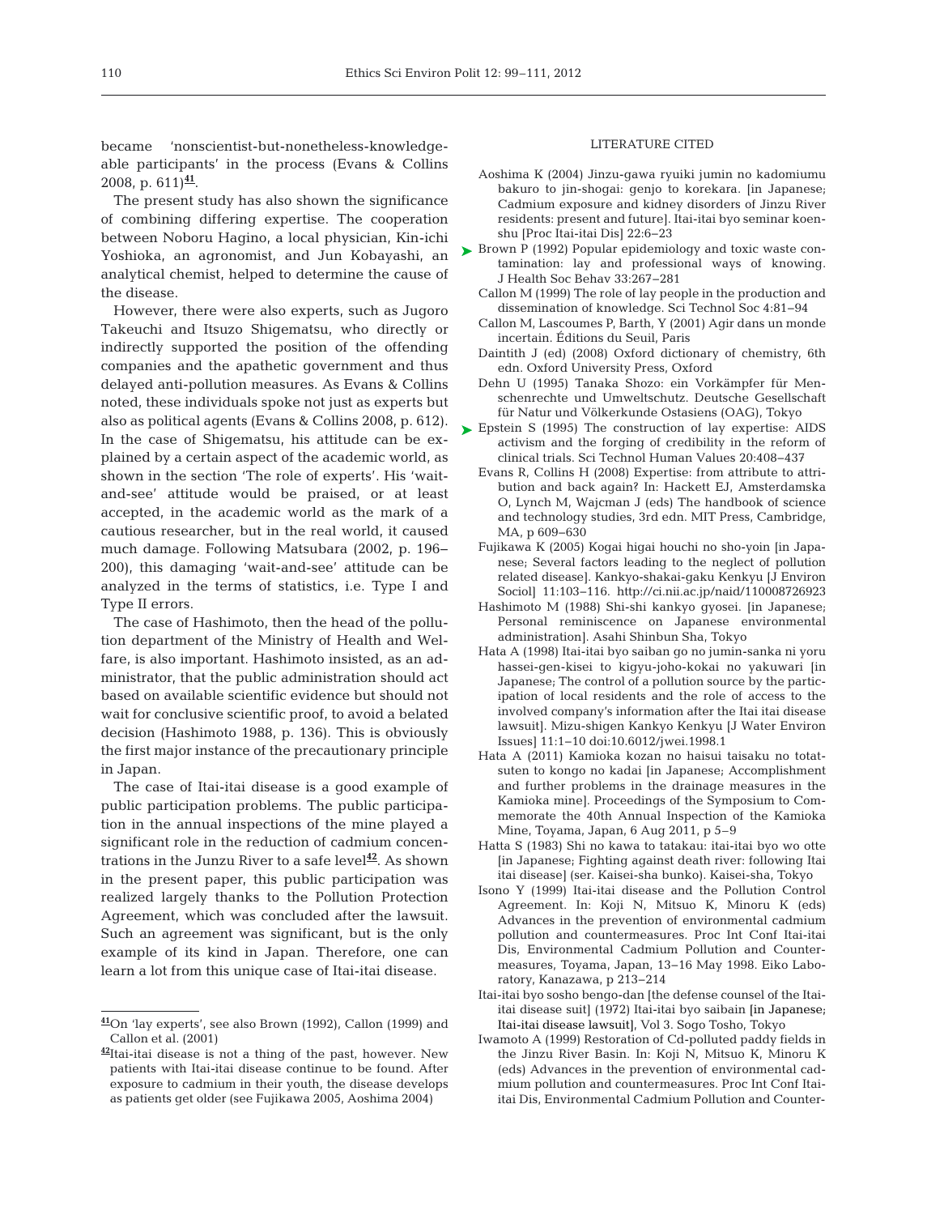became 'nonscientist-but-nonetheless-knowledgeable participants' in the process (Evans & Collins 2008, p. 611)[41].

The present study has also shown the significance of combining differing expertise. The cooperation between Noboru Hagino, a local physician, Kin-ichi Yoshioka, an agronomist, and Jun Kobayashi, an analytical chemist, helped to determine the cause of the disease.

However, there were also experts, such as Jugoro Takeuchi and Itsuzo Shigematsu, who directly or indirectly supported the position of the offending companies and the apathetic government and thus delayed anti-pollution measures. As Evans & Collins noted, these individuals spoke not just as experts but also as political agents (Evans & Collins 2008, p. 612). In the case of Shigematsu, his attitude can be explained by a certain aspect of the academic world, as shown in the section 'The role of experts'. His 'wait-and-see' attitude would be praised, or at least accepted, in the academic world as the mark of a cautious researcher, but in the real world, it caused much damage. Following Matsubara (2002, p. 196–200), this damaging 'wait-and-see' attitude can be analyzed in the terms of statistics, i.e. Type I and Type II errors.

The case of Hashimoto, then the head of the pollution department of the Ministry of Health and Welfare, is also important. Hashimoto insisted, as an administrator, that the public administration should act based on available scientific evidence but should not wait for conclusive scientific proof, to avoid a belated decision (Hashimoto 1988, p. 136). This is obviously the first major instance of the precautionary principle in Japan.

The case of Itai-itai disease is a good example of public participation problems. The public participation in the annual inspections of the mine played a significant role in the reduction of cadmium concentrations in the Junzu River to a safe level[42]. As shown in the present paper, this public participation was realized largely thanks to the Pollution Protection Agreement, which was concluded after the lawsuit. Such an agreement was significant, but is the only example of its kind in Japan. Therefore, one can learn a lot from this unique case of Itai-itai disease.

[41] On 'lay experts', see also Brown (1992), Callon (1999) and Callon et al. (2001)

[42] Itai-itai disease is not a thing of the past, however. New patients with Itai-itai disease continue to be found. After exposure to cadmium in their youth, the disease develops as patients get older (see Fujikawa 2005, Aoshima 2004)

## LITERATURE CITED

Aoshima K (2004) Jinzu-gawa ryuiki jumin no kadomiumu bakuro to jin-shogai: genjo to korekara. [in Japanese; Cadmium exposure and kidney disorders of Jinzu River residents: present and future]. Itai-itai byo seminar koenshu [Proc Itai-itai Dis] 22:6–23

Brown P (1992) Popular epidemiology and toxic waste contamination: lay and professional ways of knowing. J Health Soc Behav 33:267–281

Callon M (1999) The role of lay people in the production and dissemination of knowledge. Sci Technol Soc 4:81–94

Callon M, Lascoumes P, Barth, Y (2001) Agir dans un monde incertain. Éditions du Seuil, Paris

Daintith J (ed) (2008) Oxford dictionary of chemistry, 6th edn. Oxford University Press, Oxford

Dehn U (1995) Tanaka Shozo: ein Vorkämpfer für Menschenrechte und Umweltschutz. Deutsche Gesellschaft für Natur und Völkerkunde Ostasiens (OAG), Tokyo

Epstein S (1995) The construction of lay expertise: AIDS activism and the forging of credibility in the reform of clinical trials. Sci Technol Human Values 20:408–437

Evans R, Collins H (2008) Expertise: from attribute to attribution and back again? In: Hackett EJ, Amsterdamska O, Lynch M, Wajcman J (eds) The handbook of science and technology studies, 3rd edn. MIT Press, Cambridge, MA, p 609–630

Fujikawa K (2005) Kogai higai houchi no sho-yoin [in Japanese; Several factors leading to the neglect of pollution related disease]. Kankyo-shakai-gaku Kenkyu [J Environ Sociol] 11:103–116. http://ci.nii.ac.jp/naid/110008726923

Hashimoto M (1988) Shi-shi kankyo gyosei. [in Japanese; Personal reminiscence on Japanese environmental administration]. Asahi Shinbun Sha, Tokyo

Hata A (1998) Itai-itai byo saiban go no jumin-sanka ni yoru hassei-gen-kisei to kigyu-joho-kokai no yakuwari [in Japanese; The control of a pollution source by the participation of local residents and the role of access to the involved company's information after the Itai itai disease lawsuit]. Mizu-shigen Kankyo Kenkyu [J Water Environ Issues] 11:1–10 doi:10.6012/jwei.1998.1

Hata A (2011) Kamioka kozan no haisui taisaku no totatsuten to kongo no kadai [in Japanese; Accomplishment and further problems in the drainage measures in the Kamioka mine]. Proceedings of the Symposium to Commemorate the 40th Annual Inspection of the Kamioka Mine, Toyama, Japan, 6 Aug 2011, p 5–9

Hatta S (1983) Shi no kawa to tatakau: itai-itai byo wo otte [in Japanese; Fighting against death river: following Itai itai disease] (ser. Kaisei-sha bunko). Kaisei-sha, Tokyo

Isono Y (1999) Itai-itai disease and the Pollution Control Agreement. In: Koji N, Mitsuo K, Minoru K (eds) Advances in the prevention of environmental cadmium pollution and countermeasures. Proc Int Conf Itai-itai Dis, Environmental Cadmium Pollution and Countermeasures, Toyama, Japan, 13–16 May 1998. Eiko Laboratory, Kanazawa, p 213–214

Itai-itai byo sosho bengo-dan [the defense counsel of the Itai-itai disease suit] (1972) Itai-itai byo saibain [in Japanese; Itai-itai disease lawsuit], Vol 3. Sogo Tosho, Tokyo

Iwamoto A (1999) Restoration of Cd-polluted paddy fields in the Jinzu River Basin. In: Koji N, Mitsuo K, Minoru K (eds) Advances in the prevention of environmental cadmium pollution and countermeasures. Proc Int Conf Itai-itai Dis, Environmental Cadmium Pollution and Counter-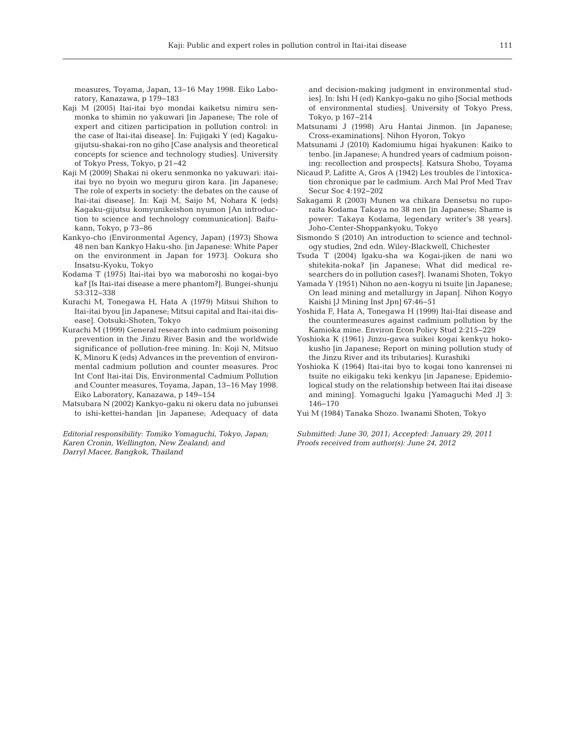measures, Toyama, Japan, 13–16 May 1998. Eiko Laboratory, Kanazawa, p 179–183

Kaji M (2005) Itai-itai byo mondai kaiketsu nimiru senmonka to shimin no yakuwari [in Japanese; The role of expert and citizen participation in pollution control: in the case of Itai-itai disease]. In: Fujigaki Y (ed) Kagaku-gijutsu-shakai-ron no giho [Case analysis and theoretical concepts for science and technology studies]. University of Tokyo Press, Tokyo, p 21–42

Kaji M (2009) Shakai ni okeru senmonka no yakuwari: itai-itai byo no byoin wo meguru giron kara. [in Japanese; The role of experts in society: the debates on the cause of Itai-itai disease]. In: Kaji M, Saijo M, Nohara K (eds) Kagaku-gijutsu komyunikeishon nyumon [An introduction to science and technology communication]. Baifukann, Tokyo, p 73–86

Kankyo-cho (Environmental Agency, Japan) (1973) Showa 48 nen ban Kankyo Haku-sho. [in Japanese: White Paper on the environment in Japan for 1973]. Ookura sho Insatsu-Kyoku, Tokyo

Kodama T (1975) Itai-itai byo wa maboroshi no kogai-byo ka? [Is Itai-itai disease a mere phantom?]. Bungei-shunju 53:312–338

Kurachi M, Tonegawa H, Hata A (1979) Mitsui Shihon to Itai-itai byou [in Japanese; Mitsui capital and Itai-itai disease]. Ootsuki-Shoten, Tokyo

Kurachi M (1999) General research into cadmium poisoning prevention in the Jinzu River Basin and the worldwide significance of pollution-free mining. In: Koji N, Mitsuo K, Minoru K (eds) Advances in the prevention of environmental cadmium pollution and counter measures. Proc Int Conf Itai-itai Dis, Environmental Cadmium Pollution and Counter measures, Toyama, Japan, 13–16 May 1998. Eiko Laboratory, Kanazawa, p 149–154

Matsubara N (2002) Kankyo-gaku ni okeru data no jubunsei to ishi-kettei-handan [in Japanese; Adequacy of data and decision-making judgment in environmental studies]. In: Ishi H (ed) Kankyo-gaku no giho [Social methods of environmental studies]. University of Tokyo Press, Tokyo, p 167–214

Matsunami J (1998) Aru Hantai Jinmon. [in Japanese; Cross-examinations]. Nihon Hyoron, Tokyo

Matsunami J (2010) Kadomiumu higai hyakunen: Kaiko to tenbo. [in Japanese; A hundred years of cadmium poisoning: recollection and prospects]. Katsura Shobo, Toyama

Nicaud P, Lafitte A, Gros A (1942) Les troubles de l'intoxication chronique par le cadmium. Arch Mal Prof Med Trav Secur Soc 4:192–202

Sakagami R (2003) Munen wa chikara Densetsu no ruporaita Kodama Takaya no 38 nen [in Japanese; Shame is power: Takaya Kodama, legendary writer's 38 years]. Joho-Center-Shoppankyoku, Tokyo

Sismondo S (2010) An introduction to science and technology studies, 2nd edn. Wiley-Blackwell, Chichester

Tsuda T (2004) Igaku-sha wa Kogai-jiken de nani wo shitekita-noka? [in Japanese; What did medical researchers do in pollution cases?]. Iwanami Shoten, Tokyo

Yamada Y (1951) Nihon no aen-kogyu ni tsuite [in Japanese; On lead mining and metallurgy in Japan]. Nihon Kogyo Kaishi [J Mining Inst Jpn] 67:46–51

Yoshida F, Hata A, Tonegawa H (1999) Itai-Itai disease and the countermeasures against cadmium pollution by the Kamioka mine. Environ Econ Policy Stud 2:215–229

Yoshioka K (1961) Jinzu-gawa suikei kogai kenkyu hokokusho [in Japanese; Report on mining pollution study of the Jinzu River and its tributaries]. Kurashiki

Yoshioka K (1964) Itai-itai byo to kogai tono kanrensei ni tsuite no eikigaku teki kenkyu [in Japanese; Epidemiological study on the relationship between Itai itai disease and mining]. Yomaguchi Igaku [Yamaguchi Med J] 3: 146–170

Yui M (1984) Tanaka Shozo. Iwanami Shoten, Tokyo

*Editorial responsibility: Tomiko Yomaguchi, Tokyo, Japan; Karen Cronin, Wellington, New Zealand; and Darryl Macer, Bangkok, Thailand*

*Submitted: June 30, 2011; Accepted: January 29, 2011*
*Proofs received from author(s): June 24, 2012*